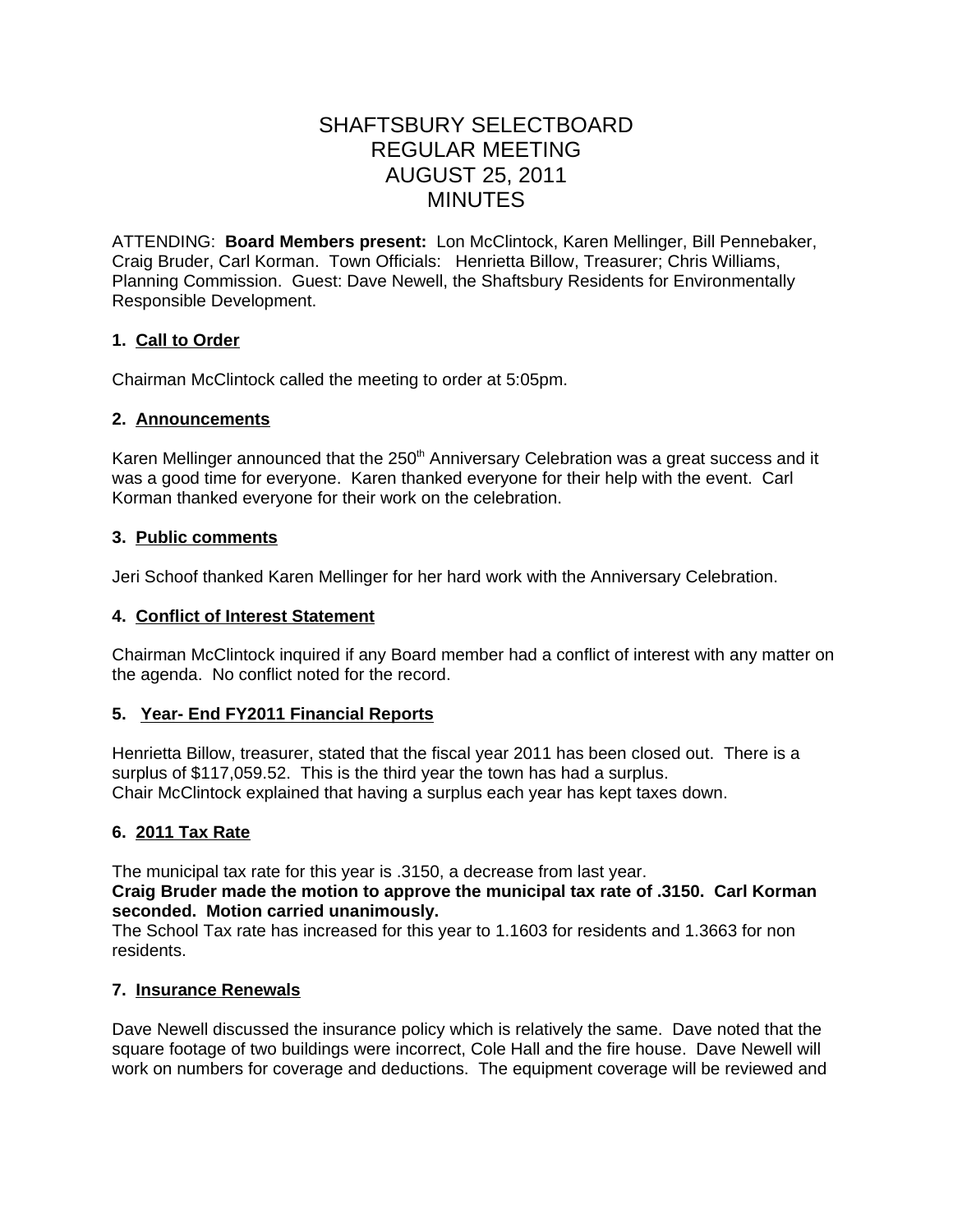# SHAFTSBURY SELECTBOARD
# REGULAR MEETING
# AUGUST 25, 2011
# MINUTES

ATTENDING: **Board Members present:** Lon McClintock, Karen Mellinger, Bill Pennebaker, Craig Bruder, Carl Korman. Town Officials: Henrietta Billow, Treasurer; Chris Williams, Planning Commission. Guest: Dave Newell, the Shaftsbury Residents for Environmentally Responsible Development.

### 1. Call to Order

Chairman McClintock called the meeting to order at 5:05pm.

### 2. Announcements

Karen Mellinger announced that the 250th Anniversary Celebration was a great success and it was a good time for everyone. Karen thanked everyone for their help with the event. Carl Korman thanked everyone for their work on the celebration.

### 3. Public comments

Jeri Schoof thanked Karen Mellinger for her hard work with the Anniversary Celebration.

### 4. Conflict of Interest Statement

Chairman McClintock inquired if any Board member had a conflict of interest with any matter on the agenda. No conflict noted for the record.

### 5. Year- End FY2011 Financial Reports

Henrietta Billow, treasurer, stated that the fiscal year 2011 has been closed out. There is a surplus of $117,059.52. This is the third year the town has had a surplus.
Chair McClintock explained that having a surplus each year has kept taxes down.

### 6. 2011 Tax Rate

The municipal tax rate for this year is .3150, a decrease from last year.
**Craig Bruder made the motion to approve the municipal tax rate of .3150. Carl Korman seconded. Motion carried unanimously.**
The School Tax rate has increased for this year to 1.1603 for residents and 1.3663 for non residents.

### 7. Insurance Renewals

Dave Newell discussed the insurance policy which is relatively the same. Dave noted that the square footage of two buildings were incorrect, Cole Hall and the fire house. Dave Newell will work on numbers for coverage and deductions. The equipment coverage will be reviewed and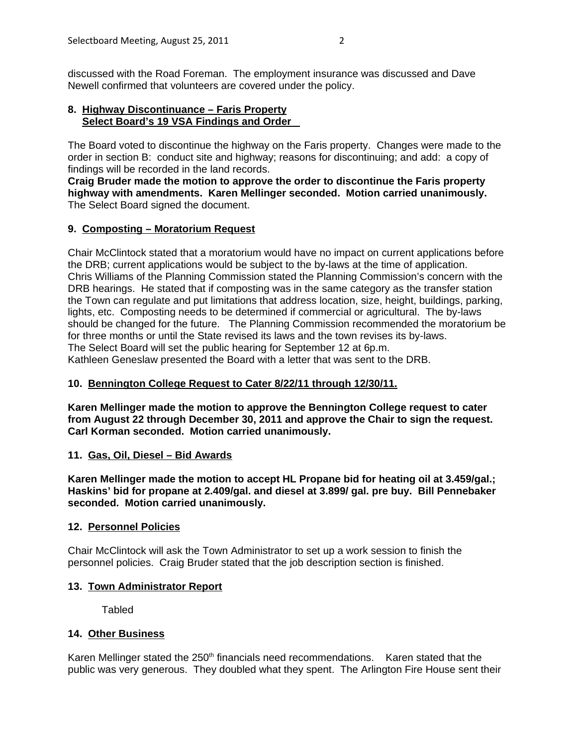discussed with the Road Foreman. The employment insurance was discussed and Dave Newell confirmed that volunteers are covered under the policy.

**8. Highway Discontinuance – Faris Property**
**Select Board's 19 VSA Findings and Order**

The Board voted to discontinue the highway on the Faris property. Changes were made to the order in section B: conduct site and highway; reasons for discontinuing; and add: a copy of findings will be recorded in the land records.

**Craig Bruder made the motion to approve the order to discontinue the Faris property highway with amendments. Karen Mellinger seconded. Motion carried unanimously.**
The Select Board signed the document.

**9. Composting – Moratorium Request**

Chair McClintock stated that a moratorium would have no impact on current applications before the DRB; current applications would be subject to the by-laws at the time of application.
Chris Williams of the Planning Commission stated the Planning Commission's concern with the DRB hearings. He stated that if composting was in the same category as the transfer station the Town can regulate and put limitations that address location, size, height, buildings, parking, lights, etc. Composting needs to be determined if commercial or agricultural. The by-laws should be changed for the future. The Planning Commission recommended the moratorium be for three months or until the State revised its laws and the town revises its by-laws.
The Select Board will set the public hearing for September 12 at 6p.m.
Kathleen Geneslaw presented the Board with a letter that was sent to the DRB.

**10. Bennington College Request to Cater 8/22/11 through 12/30/11.**

**Karen Mellinger made the motion to approve the Bennington College request to cater from August 22 through December 30, 2011 and approve the Chair to sign the request. Carl Korman seconded. Motion carried unanimously.**

**11. Gas, Oil, Diesel – Bid Awards**

**Karen Mellinger made the motion to accept HL Propane bid for heating oil at 3.459/gal.; Haskins' bid for propane at 2.409/gal. and diesel at 3.899/ gal. pre buy. Bill Pennebaker seconded. Motion carried unanimously.**

**12. Personnel Policies**

Chair McClintock will ask the Town Administrator to set up a work session to finish the personnel policies. Craig Bruder stated that the job description section is finished.

**13. Town Administrator Report**

Tabled

**14. Other Business**

Karen Mellinger stated the 250th financials need recommendations. Karen stated that the public was very generous. They doubled what they spent. The Arlington Fire House sent their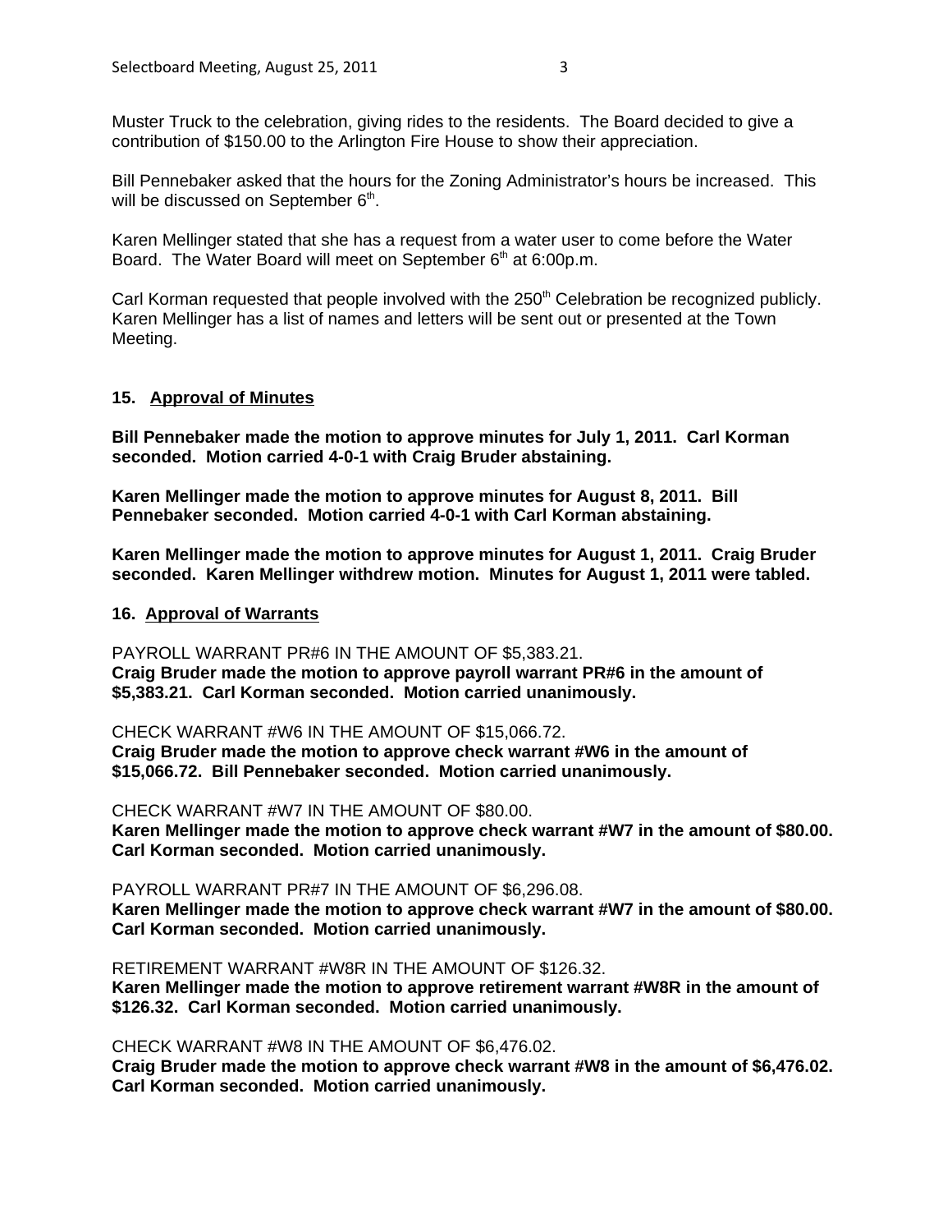Muster Truck to the celebration, giving rides to the residents. The Board decided to give a contribution of $150.00 to the Arlington Fire House to show their appreciation.

Bill Pennebaker asked that the hours for the Zoning Administrator's hours be increased. This will be discussed on September 6th.

Karen Mellinger stated that she has a request from a water user to come before the Water Board. The Water Board will meet on September 6th at 6:00p.m.

Carl Korman requested that people involved with the 250th Celebration be recognized publicly. Karen Mellinger has a list of names and letters will be sent out or presented at the Town Meeting.

**15. Approval of Minutes**

**Bill Pennebaker made the motion to approve minutes for July 1, 2011. Carl Korman seconded. Motion carried 4-0-1 with Craig Bruder abstaining.**

**Karen Mellinger made the motion to approve minutes for August 8, 2011. Bill Pennebaker seconded. Motion carried 4-0-1 with Carl Korman abstaining.**

**Karen Mellinger made the motion to approve minutes for August 1, 2011. Craig Bruder seconded. Karen Mellinger withdrew motion. Minutes for August 1, 2011 were tabled.**

**16. Approval of Warrants**

PAYROLL WARRANT PR#6 IN THE AMOUNT OF $5,383.21.
**Craig Bruder made the motion to approve payroll warrant PR#6 in the amount of $5,383.21. Carl Korman seconded. Motion carried unanimously.**

CHECK WARRANT #W6 IN THE AMOUNT OF $15,066.72.
**Craig Bruder made the motion to approve check warrant #W6 in the amount of $15,066.72. Bill Pennebaker seconded. Motion carried unanimously.**

CHECK WARRANT #W7 IN THE AMOUNT OF $80.00.
**Karen Mellinger made the motion to approve check warrant #W7 in the amount of $80.00. Carl Korman seconded. Motion carried unanimously.**

PAYROLL WARRANT PR#7 IN THE AMOUNT OF $6,296.08.
**Karen Mellinger made the motion to approve check warrant #W7 in the amount of $80.00. Carl Korman seconded. Motion carried unanimously.**

RETIREMENT WARRANT #W8R IN THE AMOUNT OF $126.32.
**Karen Mellinger made the motion to approve retirement warrant #W8R in the amount of $126.32. Carl Korman seconded. Motion carried unanimously.**

CHECK WARRANT #W8 IN THE AMOUNT OF $6,476.02.
**Craig Bruder made the motion to approve check warrant #W8 in the amount of $6,476.02. Carl Korman seconded. Motion carried unanimously.**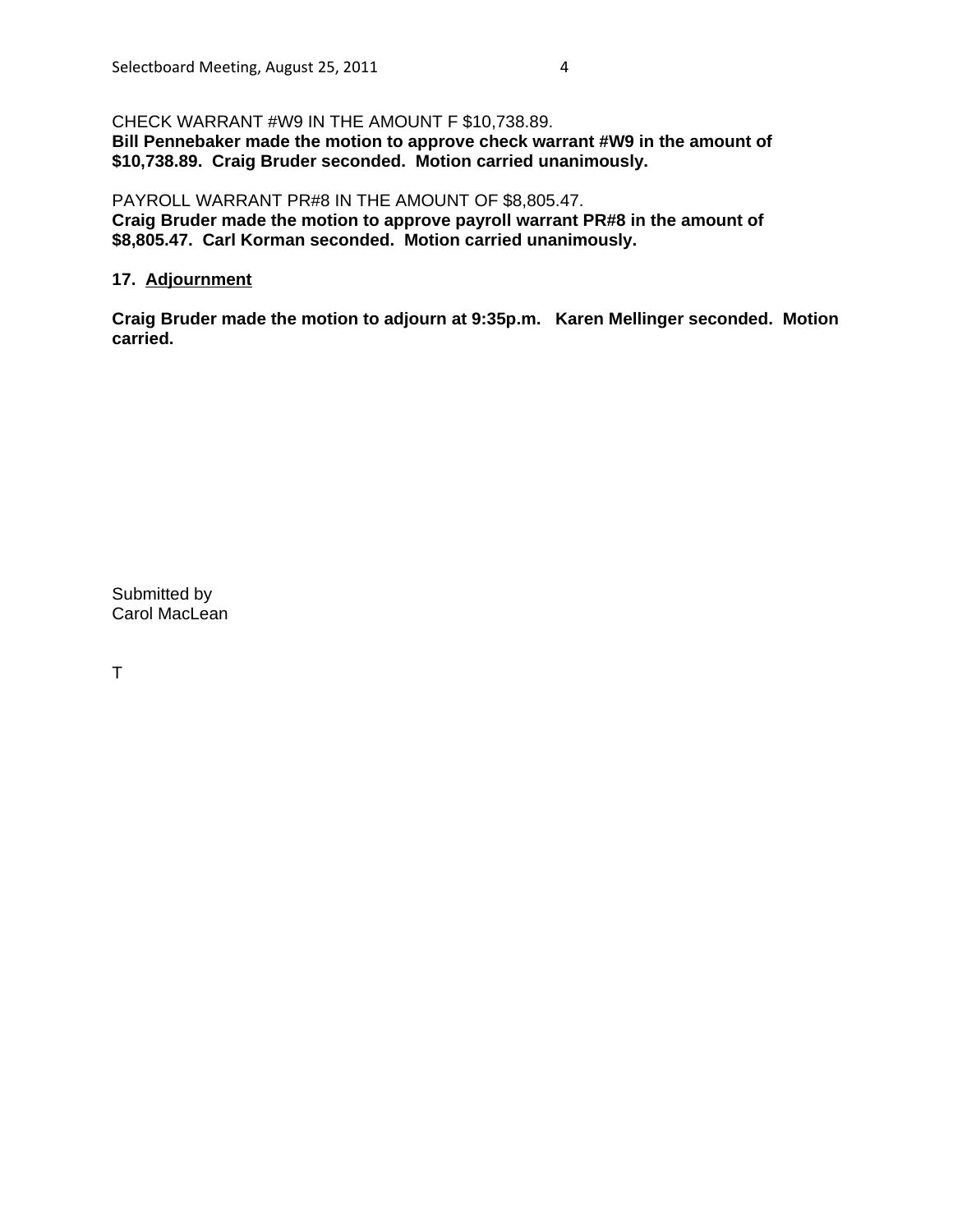CHECK WARRANT #W9 IN THE AMOUNT F $10,738.89.
**Bill Pennebaker made the motion to approve check warrant #W9 in the amount of $10,738.89. Craig Bruder seconded. Motion carried unanimously.**

PAYROLL WARRANT PR#8 IN THE AMOUNT OF $8,805.47.
**Craig Bruder made the motion to approve payroll warrant PR#8 in the amount of $8,805.47. Carl Korman seconded. Motion carried unanimously.**

**17. Adjournment**

**Craig Bruder made the motion to adjourn at 9:35p.m. Karen Mellinger seconded. Motion carried.**

Submitted by
Carol MacLean

T